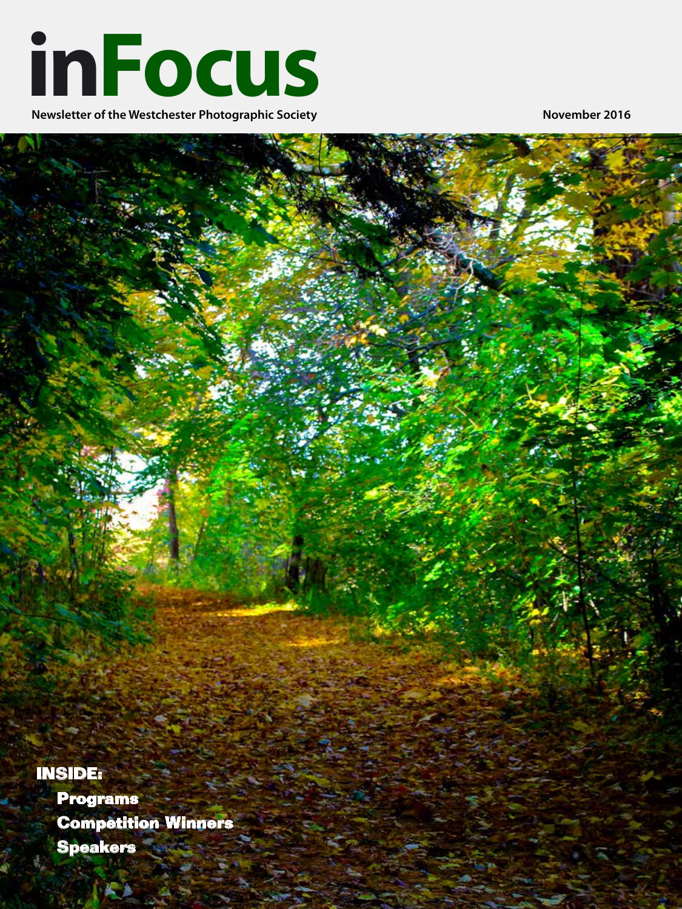# inFocus

**Newsletter of the Westchester Photographic Society**

**November 2016**

**INSIDE:**

- **Programs**
- **Competition Winners**
- **Speakers**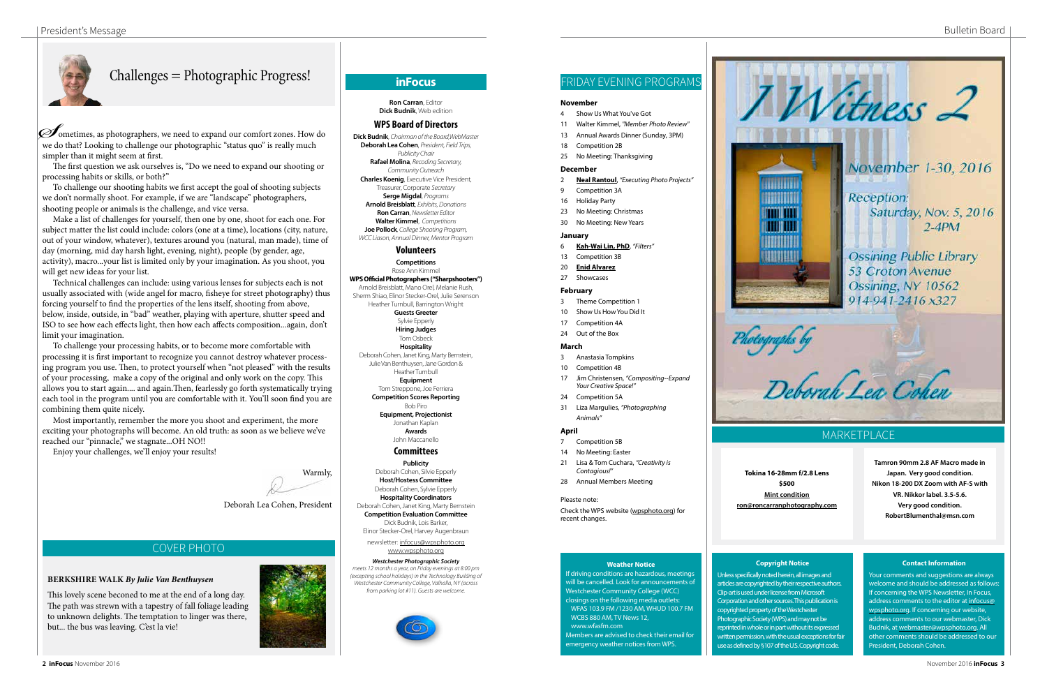# President's Message

## Challenges = Photographic Progress!

Sometimes, as photographers, we need to expand our comfort zones. How do we do that? Looking to challenge our photographic "status quo" is really much simpler than it might seem at first.

The first question we ask ourselves is, "Do we need to expand our shooting or processing habits or skills, or both?"

To challenge our shooting habits we first accept the goal of shooting subjects we don't normally shoot. For example, if we are "landscape" photographers, shooting people or animals is the challenge, and vice versa.

Make a list of challenges for yourself, then one by one, shoot for each one. For subject matter the list could include: colors (one at a time), locations (city, nature, out of your window, whatever), textures around you (natural, man made), time of day (morning, mid day harsh light, evening, night), people (by gender, age, activity), macro...your list is limited only by your imagination. As you shoot, you will get new ideas for your list.

Technical challenges can include: using various lenses for subjects each is not usually associated with (wide angel for macro, fisheye for street photography) thus forcing yourself to find the properties of the lens itself, shooting from above, below, inside, outside, in "bad" weather, playing with aperture, shutter speed and ISO to see how each effects light, then how each affects composition...again, don't limit your imagination.

To challenge your processing habits, or to become more comfortable with processing it is first important to recognize you cannot destroy whatever processing program you use. Then, to protect yourself when "not pleased" with the results of your processing, make a copy of the original and only work on the copy. This allows you to start again.... and again.Then, fearlessly go forth systematically trying each tool in the program until you are comfortable with it. You'll soon find you are combining them quite nicely.

Most importantly, remember the more you shoot and experiment, the more exciting your photographs will become. An old truth: as soon as we believe we've reached our "pinnacle," we stagnate...OH NO!!

Enjoy your challenges, we'll enjoy your results!

Warmly,

Deborah Lea Cohen, President

## COVER PHOTO

**BERKSHIRE WALK** *By Julie Van Benthuysen*

This lovely scene beconed to me at the end of a long day. The path was strewn with a tapestry of fall foliage leading to unknown delights. The temptation to linger was there, but... the bus was leaving. C'est la vie!

## inFocus

**Ron Carran**, Editor
**Dick Budnik**, Web edition

### WPS Board of Directors

**Dick Budnik**, *Chairman of the Board,WebMaster*
**Deborah Lea Cohen**, *President, Field Trips, Publicity Chair*
**Rafael Molina**, *Recoding Secretary, Community Outreach*
**Charles Koenig**, Executive Vice President, Treasurer, Corporate *Secretary*
**Serge Migdal**, *Programs*
**Arnold Breisblatt**, *Exhibits, Donations*
**Ron Carran**, *Newsletter Editor*
**Walter Kimmel**, *Competitions*
**Joe Pollock**, *College Shooting Program, WCC Liason, Annual Dinner, Mentor Program*

### Volunteers

**Competitions**
Rose Ann Kimmel

**WPS Official Photographers ("Sharpshooters")**
Arnold Breisblatt, Mano Orel, Melanie Rush, Sherm Shiao, Elinor Stecker-Orel, Julie Serenson Heather Turnbull, Barrington Wright

**Guests Greeter**
Sylvie Epperly

**Hiring Judges**
Tom Osbeck

**Hospitality**
Deborah Cohen, Janet King, Marty Bernstein, Julie Van Benthuysen, Jane Gordon & Heather Turnbull

**Equipment**
Tom Streppone, Joe Ferriera

**Competition Scores Reporting**
Bob Piro

**Equipment, Projectionist**
Jonathan Kaplan

**Awards**
John Maccanello

### Committees

**Publicity**
Deborah Cohen, Silvie Epperly

**Host/Hostess Committee**
Deborah Cohen, Sylvie Epperly

**Hospitality Coordinators**
Deborah Cohen, Janet King, Marty Bernstein

**Competition Evaluation Committee**
Dick Budnik, Lois Barker, Elinor Stecker-Orel, Harvey Augenbraun

newsletter: infocus@wpsphoto.org
www.wpsphoto.org

***Westchester Photographic Society***
*meets 12 months a year, on Friday evenings at 8:00 pm (excepting school holidays) in the Technology Building of Westchester Community College, Valhalla, NY (across from parking lot #11). Guests are welcome.*

# Bulletin Board

## FRIDAY EVENING PROGRAMS

**November**
- 4 Show Us What You've Got
- 11 Walter Kimmel, *"Member Photo Review"*
- 13 Annual Awards Dinner (Sunday, 3PM)
- 18 Competition 2B
- 25 No Meeting: Thanksgiving

**December**
- 2 **Neal Rantoul**, *"Executing Photo Projects"*
- 9 Competition 3A
- 16 Holiday Party
- 23 No Meeting: Christmas
- 30 No Meeting: New Years

**January**
- 6 **Kah-Wai Lin, PhD**, *"Filters"*
- 13 Competition 3B
- 20 **Enid Alvarez**
- 27 Showcases

**February**
- 3 Theme Competition 1
- 10 Show Us How You Did It
- 17 Competition 4A
- 24 Out of the Box

**March**
- 3 Anastasia Tompkins
- 10 Competition 4B
- 17 Jim Christensen, *"Compositing--Expand Your Creative Space!"*
- 24 Competition 5A
- 31 Liza Margulies, *"Photographing Animals"*

**April**
- 7 Competition 5B
- 14 No Meeting: Easter
- 21 Lisa & Tom Cuchara, *"Creativity is Contagious!"*
- 28 Annual Members Meeting

Pleaste note:

Check the WPS website (wpsphoto.org) for recent changes.

I Witness 2

November 1-30, 2016

Reception: Saturday, Nov. 5, 2016 2-4PM

Ossining Public Library
53 Croton Avenue
Ossining, NY 10562
914-941-2416 x327

Photographs by Deborah Lea Cohen

## MARKETPLACE

**Tokina 16-28mm f/2.8 Lens**
**$500**
**Mint condition**
**ron@roncarranphotography.com**

**Tamron 90mm 2.8 AF Macro made in Japan. Very good condition.**
**Nikon 18-200 DX Zoom with AF-S with VR. Nikkor label. 3.5-5.6. Very good condition.**
**RobertBlumenthal@msn.com**

**Weather Notice**

If driving conditions are hazardous, meetings will be cancelled. Look for announcements of Westchester Community College (WCC) closings on the following media outlets:
WFAS 103.9 FM /1230 AM, WHUD 100.7 FM
WCBS 880 AM, TV News 12,
www.wfasfm.com
Members are advised to check their email for emergency weather notices from WPS.

**Copyright Notice**

Unless specifically noted herein, all images and articles are copyrighted by their respective authors. Clip-art is used under license from Microsoft Corporation and other sources. This publication is copyrighted property of the Westchester Photographic Society (WPS) and may not be reprinted in whole or in part without its expressed written permission, with the usual exceptions for fair use as defined by §107 of the U.S. Copyright code.

**Contact Information**

Your comments and suggestions are always welcome and should be addressed as follows: If concerning the WPS Newsletter, In Focus, address comments to the editor at infocus@wpsphoto.org. If concerning our website, address comments to our webmaster, Dick Budnik, at webmaster@wpsphoto.org. All other comments should be addressed to our President, Deborah Cohen.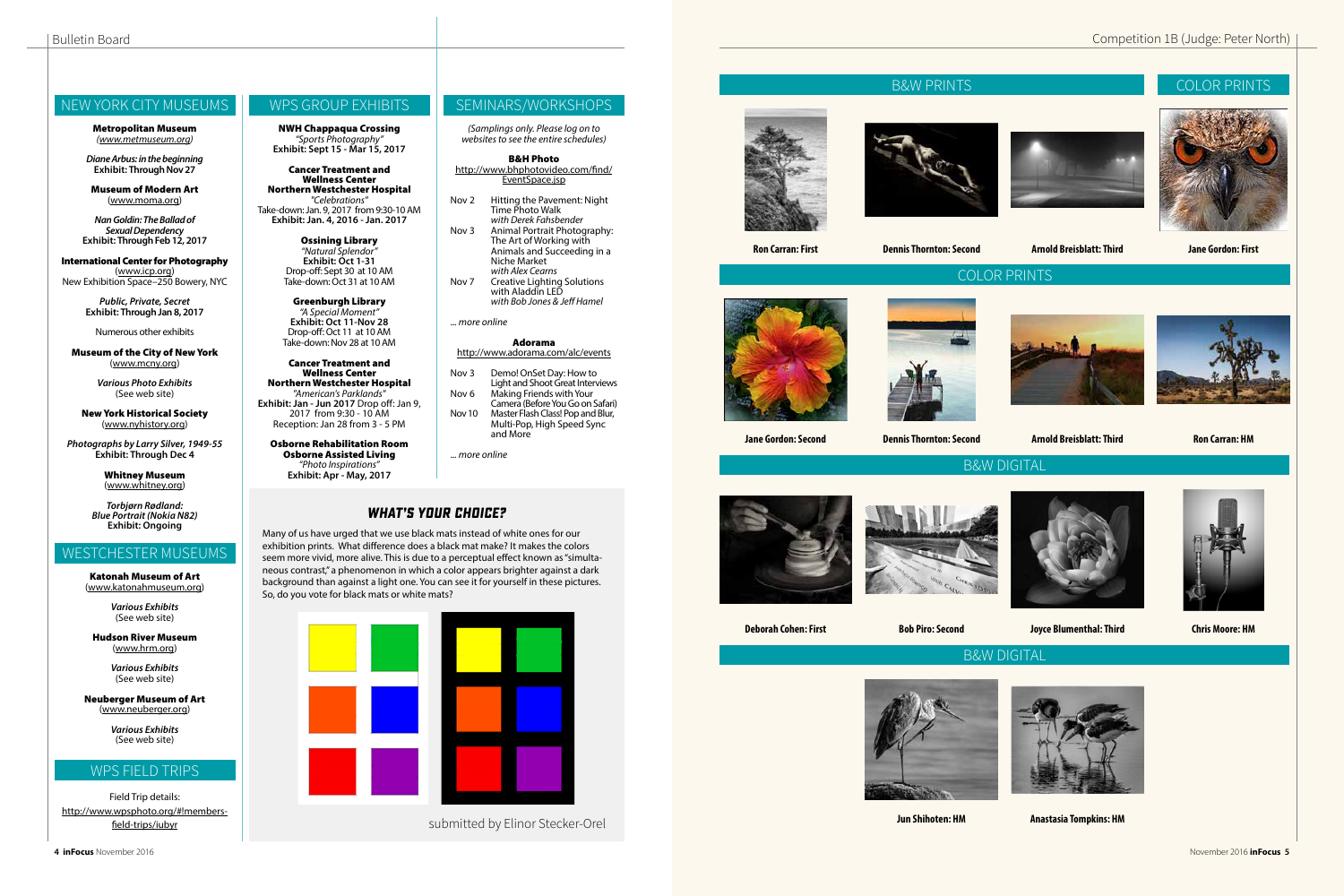## NEW YORK CITY MUSEUMS

**Metropolitan Museum**
*(www.metmuseum.org)*

***Diane Arbus: in the beginning***
**Exhibit: Through Nov 27**

**Museum of Modern Art**
(www.moma.org)

***Nan Goldin: The Ballad of Sexual Dependency***
**Exhibit: Through Feb 12, 2017**

**International Center for Photography**
(www.icp.org)
New Exhibition Space–250 Bowery, NYC

***Public, Private, Secret***
**Exhibit: Through Jan 8, 2017**

Numerous other exhibits

**Museum of the City of New York**
(www.mcny.org)

***Various Photo Exhibits***
(See web site)

**New York Historical Society**
(www.nyhistory.org)

***Photographs by Larry Silver, 1949-55***
**Exhibit: Through Dec 4**

**Whitney Museum**
(www.whitney.org)

***Torbjørn Rødland: Blue Portrait (Nokia N82)***
**Exhibit: Ongoing**

## WESTCHESTER MUSEUMS

**Katonah Museum of Art**
(www.katonahmuseum.org)

***Various Exhibits***
(See web site)

**Hudson River Museum**
(www.hrm.org)

***Various Exhibits***
(See web site)

**Neuberger Museum of Art**
(www.neuberger.org)

***Various Exhibits***
(See web site)

## WPS FIELD TRIPS

Field Trip details:
http://www.wpsphoto.org/#!members-field-trips/iubyr

## WPS GROUP EXHIBITS

**NWH Chappaqua Crossing**
*"Sports Photography"*
**Exhibit: Sept 15 - Mar 15, 2017**

**Cancer Treatment and Wellness Center Northern Westchester Hospital**
*"Celebrations"*
Take-down: Jan. 9, 2017 from 9:30-10 AM
**Exhibit: Jan. 4, 2016 - Jan. 2017**

**Ossining Library**
*"Natural Splendor"*
**Exhibit: Oct 1-31**
Drop-off: Sept 30 at 10 AM
Take-down: Oct 31 at 10 AM

**Greenburgh Library**
*"A Special Moment"*
**Exhibit: Oct 11-Nov 28**
Drop-off: Oct 11 at 10 AM
Take-down: Nov 28 at 10 AM

**Cancer Treatment and Wellness Center Northern Westchester Hospital**
*"American's Parklands"*
**Exhibit: Jan - Jun 2017** Drop off: Jan 9, 2017 from 9:30 - 10 AM
Reception: Jan 28 from 3 - 5 PM

**Osborne Rehabilitation Room Osborne Assisted Living**
*"Photo Inspirations"*
**Exhibit: Apr - May, 2017**

## SEMINARS/WORKSHOPS

*(Samplings only. Please log on to websites to see the entire schedules)*

**B&H Photo**
http://www.bhphotovideo.com/find/EventSpace.jsp

| | |
|---|---|
| Nov 2 | Hitting the Pavement: Night Time Photo Walk *with Derek Fahsbender* |
| Nov 3 | Animal Portrait Photography: The Art of Working with Animals and Succeeding in a Niche Market *with Alex Cearns* |
| Nov 7 | Creative Lighting Solutions with Aladdin LED *with Bob Jones & Jeff Hamel* |

*... more online*

**Adorama**
http://www.adorama.com/alc/events

| | |
|---|---|
| Nov 3 | Demo! OnSet Day: How to Light and Shoot Great Interviews |
| Nov 6 | Making Friends with Your Camera (Before You Go on Safari) |
| Nov 10 | Master Flash Class! Pop and Blur, Multi-Pop, High Speed Sync and More |

*... more online*

## WHAT'S YOUR CHOICE?

Many of us have urged that we use black mats instead of white ones for our exhibition prints. What difference does a black mat make? It makes the colors seem more vivid, more alive. This is due to a perceptual effect known as "simultaneous contrast," a phenomenon in which a color appears brighter against a dark background than against a light one. You can see it for yourself in these pictures. So, do you vote for black mats or white mats?

submitted by Elinor Stecker-Orel

# Competition 1B (Judge: Peter North)

## B&W PRINTS

Ron Carran: First

Dennis Thornton: Second

Arnold Breisblatt: Third

## COLOR PRINTS

Jane Gordon: First

Jane Gordon: Second

Dennis Thornton: Second

Arnold Breisblatt: Third

Ron Carran: HM

## B&W DIGITAL

Deborah Cohen: First

Bob Piro: Second

Joyce Blumenthal: Third

Chris Moore: HM

Jun Shihoten: HM

Anastasia Tompkins: HM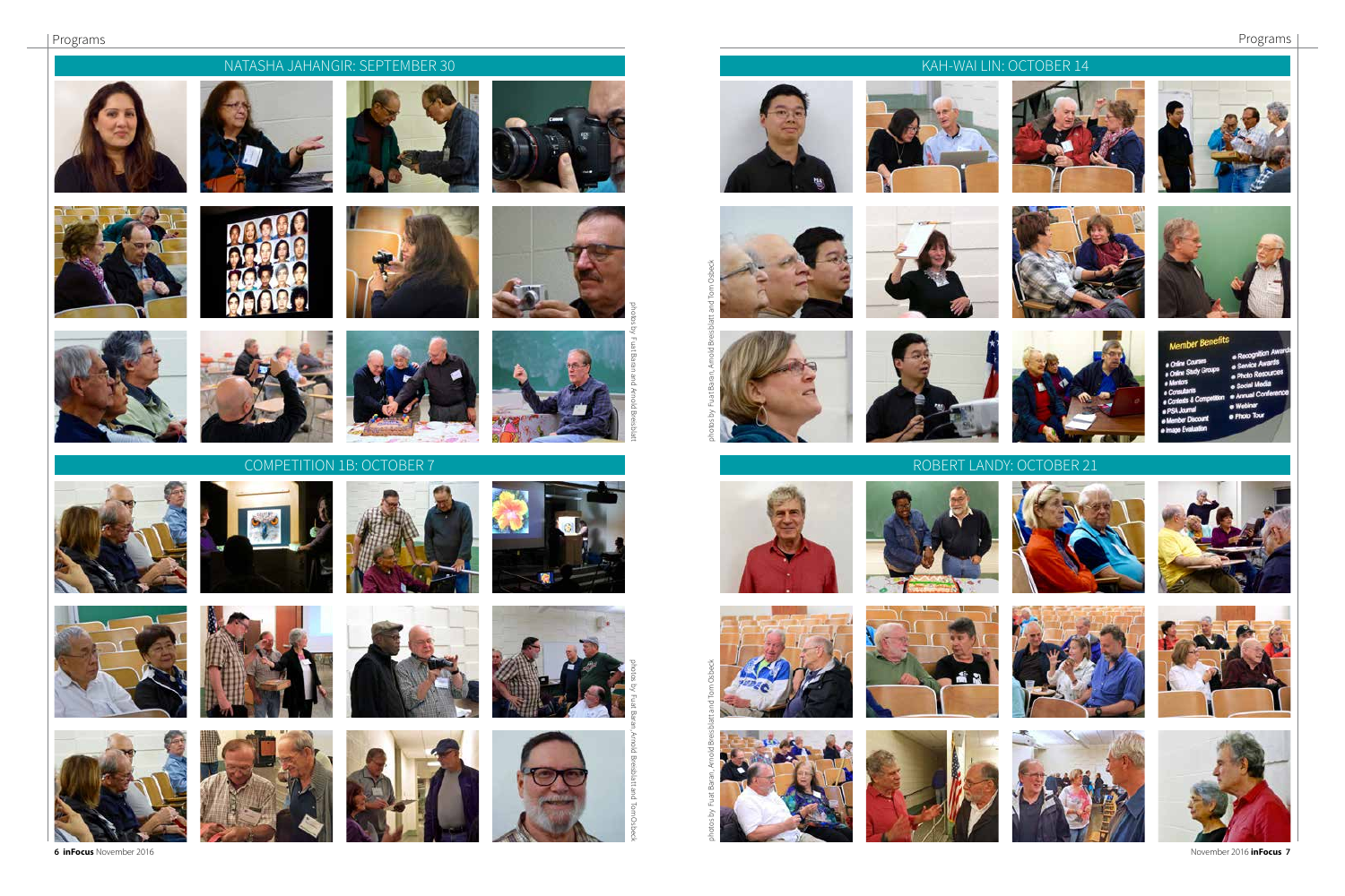## NATASHA JAHANGIR: SEPTEMBER 30

photos by Fuat Baran and Arnold Bresblatt

## COMPETITION 1B: OCTOBER 7

photos by Fuat Baran, Arnold Bresblatt and Tom Osbeck

## KAH-WAI LIN: OCTOBER 14

photos by Fuat Baran, Arnold Bresblatt and Tom Osbeck

## ROBERT LANDY: OCTOBER 21

photos by Fuat Baran, Arnold Bresblatt and Tom Osbeck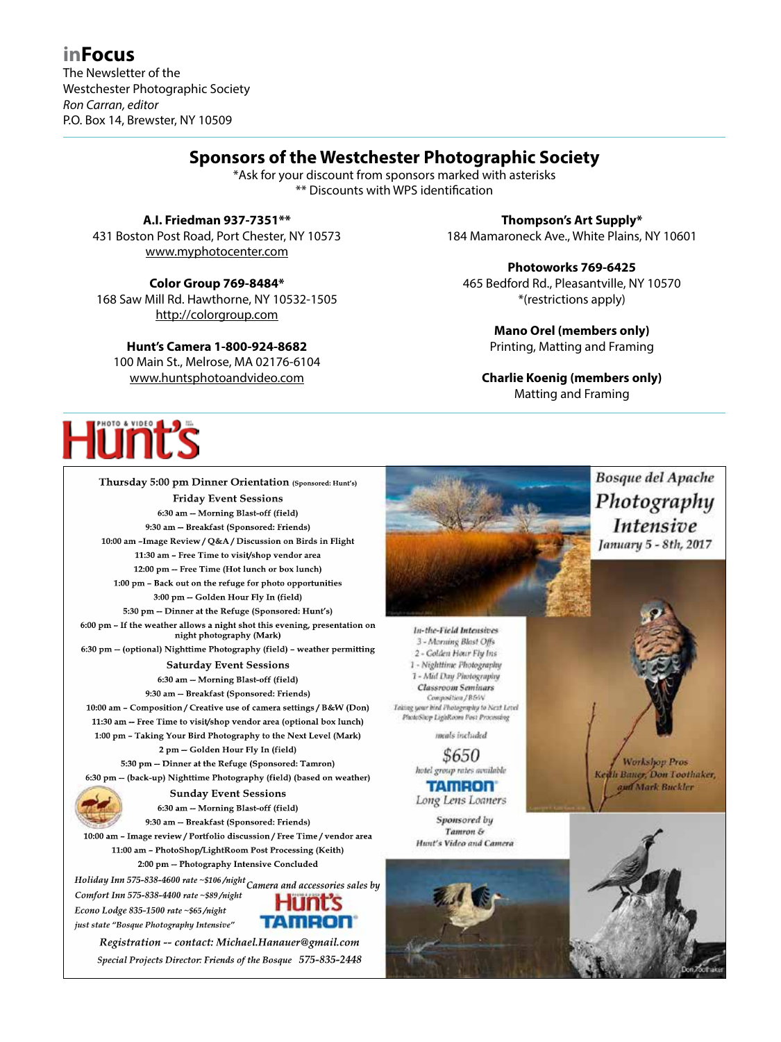# **in**Focus

The Newsletter of the
Westchester Photographic Society
*Ron Carran, editor*
P.O. Box 14, Brewster, NY 10509

## Sponsors of the Westchester Photographic Society

*Ask for your discount from sponsors marked with asterisks
** Discounts with WPS identification

**A.I. Friedman 937-7351****
431 Boston Post Road, Port Chester, NY 10573
www.myphotocenter.com

**Color Group 769-8484***
168 Saw Mill Rd. Hawthorne, NY 10532-1505
http://colorgroup.com

**Hunt's Camera 1-800-924-8682**
100 Main St., Melrose, MA 02176-6104
www.huntsphotoandvideo.com

**Thompson's Art Supply***
184 Mamaroneck Ave., White Plains, NY 10601

**Photoworks 769-6425**
465 Bedford Rd., Pleasantville, NY 10570
*(restrictions apply)

**Mano Orel (members only)**
Printing, Matting and Framing

**Charlie Koenig (members only)**
Matting and Framing

Hunt's PHOTO & VIDEO

**Thursday 5:00 pm Dinner Orientation** (Sponsored: Hunt's)

**Friday Event Sessions**
6:30 am – Morning Blast-off (field)
9:30 am – Breakfast (Sponsored: Friends)
10:00 am –Image Review / Q&A / Discussion on Birds in Flight
11:30 am – Free Time to visit/shop vendor area
12:00 pm – Free Time (Hot lunch or box lunch)
1:00 pm – Back out on the refuge for photo opportunities
3:00 pm – Golden Hour Fly In (field)
5:30 pm – Dinner at the Refuge (Sponsored: Hunt's)
6:00 pm – If the weather allows a night shot this evening, presentation on night photography (Mark)
6:30 pm – (optional) Nighttime Photography (field) – weather permitting

**Saturday Event Sessions**
6:30 am – Morning Blast-off (field)
9:30 am – Breakfast (Sponsored: Friends)
10:00 am – Composition / Creative use of camera settings / B&W (Don)
11:30 am – Free Time to visit/shop vendor area (optional box lunch)
1:00 pm – Taking Your Bird Photography to the Next Level (Mark)
2 pm – Golden Hour Fly In (field)
5:30 pm – Dinner at the Refuge (Sponsored: Tamron)
6:30 pm – (back-up) Nighttime Photography (field) (based on weather)

**Sunday Event Sessions**
6:30 am – Morning Blast-off (field)
9:30 am – Breakfast (Sponsored: Friends)
10:00 am – Image review / Portfolio discussion / Free Time / vendor area
11:00 am – PhotoShop/LightRoom Post Processing (Keith)
2:00 pm – Photography Intensive Concluded

*Holiday Inn 575-838-4600 rate ~$106 /night*
*Comfort Inn 575-838-4400 rate ~$89 /night*
*Econo Lodge 835-1500 rate ~$65 /night*
*just state "Bosque Photography Intensive"*

*Camera and accessories sales by* Hunt's TAMRON

*Registration -- contact: Michael.Hanauer@gmail.com*
*Special Projects Director: Friends of the Bosque 575-835-2448*

*Bosque del Apache Photography Intensive*
*January 5 - 8th, 2017*

*In-the-Field Intensives*
3 - Morning Blast Offs
2 - Golden Hour Fly Ins
1 - Nighttime Photography
1 - Mid Day Photography
*Classroom Seminars*
Composition / B&W
Taking your Bird Photography to Next Level
PhotoShop LightRoom Post Processing

meals included

$650
hotel group rates available

TAMRON
Long Lens Loaners

*Sponsored by*
*Tamron &*
*Hunt's Video and Camera*

*Workshop Pros*
*Keith Bauer, Don Toothaker, and Mark Buckler*